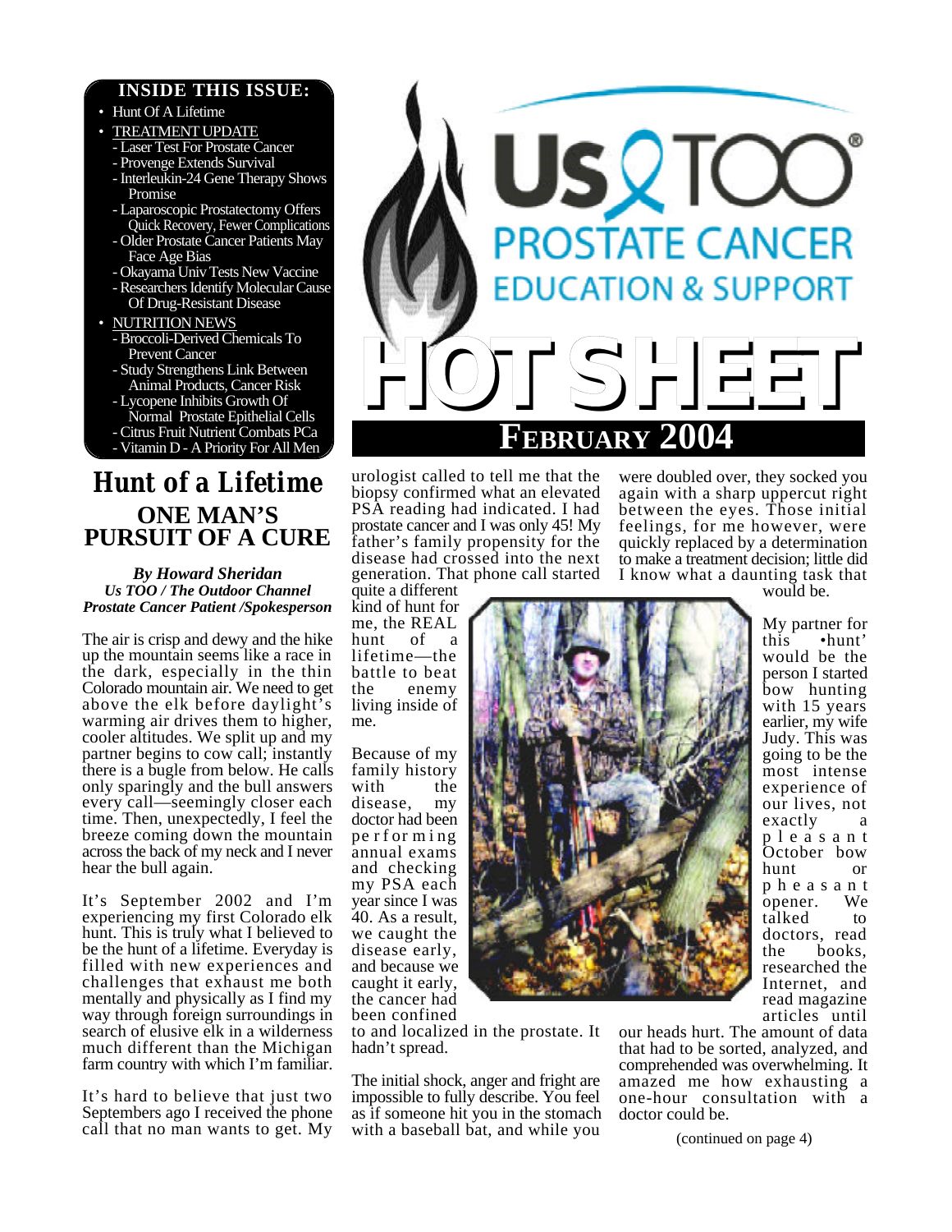# Us TOO PROSTATE CANCER EDUCATION & SUPPORT

# HOT SHEET

## FEBRUARY 2004

**INSIDE THIS ISSUE:**

- Hunt Of A Lifetime
- TREATMENT UPDATE
  - Laser Test For Prostate Cancer
  - Provenge Extends Survival
  - Interleukin-24 Gene Therapy Shows Promise
  - Laparoscopic Prostatectomy Offers Quick Recovery, Fewer Complications
  - Older Prostate Cancer Patients May Face Age Bias
  - Okayama Univ Tests New Vaccine
  - Researchers Identify Molecular Cause Of Drug-Resistant Disease
- NUTRITION NEWS
  - Broccoli-Derived Chemicals To Prevent Cancer
  - Study Strengthens Link Between Animal Products, Cancer Risk
  - Lycopene Inhibits Growth Of Normal Prostate Epithelial Cells
  - Citrus Fruit Nutrient Combats PCa
  - Vitamin D - A Priority For All Men

## *Hunt of a Lifetime*

### ONE MAN'S PURSUIT OF A CURE

***By Howard Sheridan***
***Us TOO / The Outdoor Channel***
***Prostate Cancer Patient /Spokesperson***

The air is crisp and dewy and the hike up the mountain seems like a race in the dark, especially in the thin Colorado mountain air. We need to get above the elk before daylight's warming air drives them to higher, cooler altitudes. We split up and my partner begins to cow call; instantly there is a bugle from below. He calls only sparingly and the bull answers every call—seemingly closer each time. Then, unexpectedly, I feel the breeze coming down the mountain across the back of my neck and I never hear the bull again.

It's September 2002 and I'm experiencing my first Colorado elk hunt. This is truly what I believed to be the hunt of a lifetime. Everyday is filled with new experiences and challenges that exhaust me both mentally and physically as I find my way through foreign surroundings in search of elusive elk in a wilderness much different than the Michigan farm country with which I'm familiar.

It's hard to believe that just two Septembers ago I received the phone call that no man wants to get. My urologist called to tell me that the biopsy confirmed what an elevated PSA reading had indicated. I had prostate cancer and I was only 45! My father's family propensity for the disease had crossed into the next generation. That phone call started quite a different kind of hunt for me, the REAL hunt of a lifetime—the battle to beat the enemy living inside of me.

Because of my family history with the disease, my doctor had been performing annual exams and checking my PSA each year since I was 40. As a result, we caught the disease early, and because we caught it early, the cancer had been confined to and localized in the prostate. It hadn't spread.

The initial shock, anger and fright are impossible to fully describe. You feel as if someone hit you in the stomach with a baseball bat, and while you were doubled over, they socked you again with a sharp uppercut right between the eyes. Those initial feelings, for me however, were quickly replaced by a determination to make a treatment decision; little did I know what a daunting task that would be.

My partner for this 'hunt' would be the person I started bow hunting with 15 years earlier, my wife Judy. This was going to be the most intense experience of our lives, not exactly a pleasant October bow hunt or pheasant opener. We talked to doctors, read the books, researched the Internet, and read magazine articles until our heads hurt. The amount of data that had to be sorted, analyzed, and comprehended was overwhelming. It amazed me how exhausting a one-hour consultation with a doctor could be.

(continued on page 4)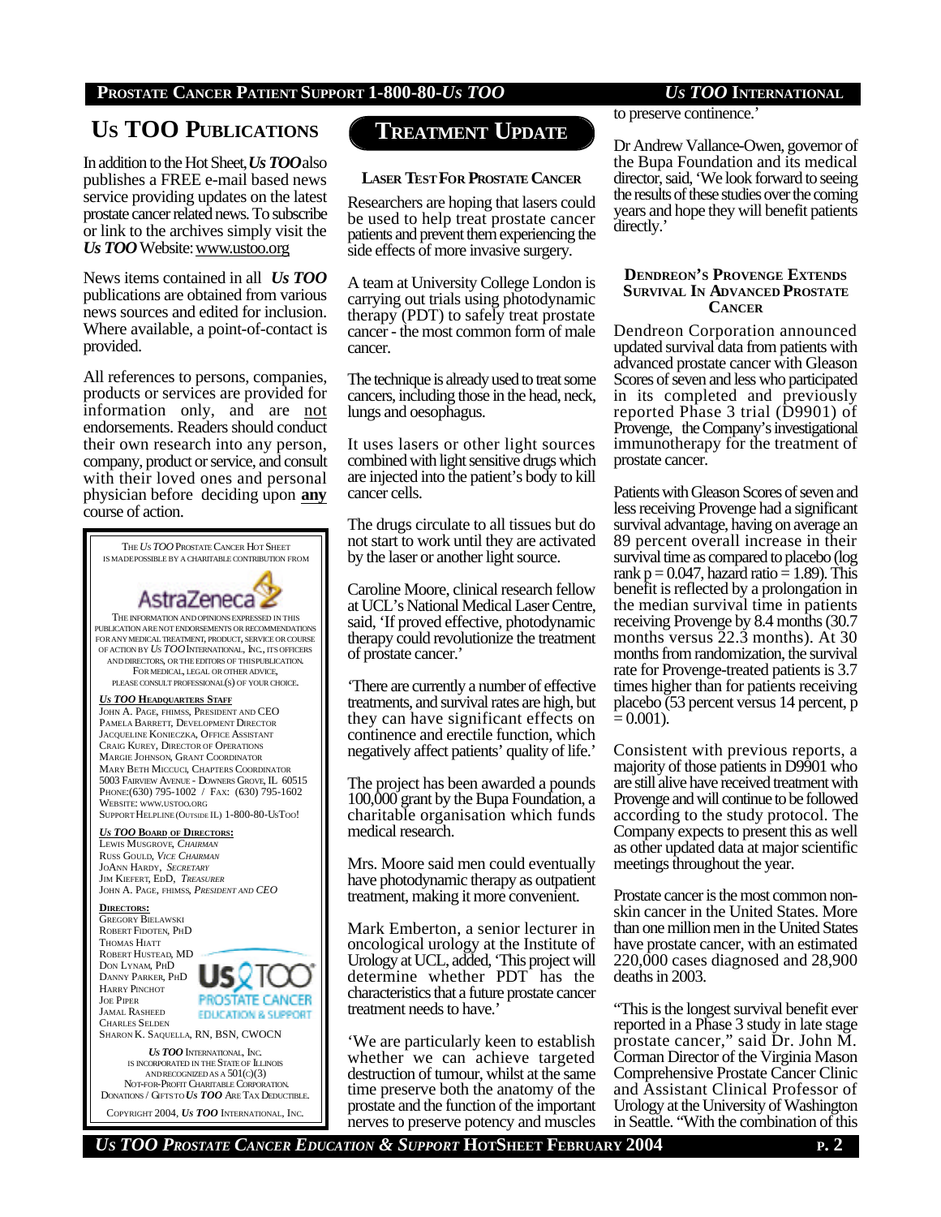# Us TOO Publications

In addition to the Hot Sheet, ***Us TOO*** also publishes a FREE e-mail based news service providing updates on the latest prostate cancer related news. To subscribe or link to the archives simply visit the ***Us TOO*** Website: www.ustoo.org

News items contained in all ***Us TOO*** publications are obtained from various news sources and edited for inclusion. Where available, a point-of-contact is provided.

All references to persons, companies, products or services are provided for information only, and are not endorsements. Readers should conduct their own research into any person, company, product or service, and consult with their loved ones and personal physician before deciding upon **any** course of action.

THE *US TOO* PROSTATE CANCER HOT SHEET IS MADE POSSIBLE BY A CHARITABLE CONTRIBUTION FROM

AstraZeneca

THE INFORMATION AND OPINIONS EXPRESSED IN THIS PUBLICATION ARE NOT ENDORSEMENTS OR RECOMMENDATIONS FOR ANY MEDICAL TREATMENT, PRODUCT, SERVICE OR COURSE OF ACTION BY *US TOO* INTERNATIONAL, INC., ITS OFFICERS AND DIRECTORS, OR THE EDITORS OF THIS PUBLICATION. FOR MEDICAL, LEGAL OR OTHER ADVICE, PLEASE CONSULT PROFESSIONAL(S) OF YOUR CHOICE.

***US TOO* HEADQUARTERS STAFF**

JOHN A. PAGE, FHIMSS, PRESIDENT AND CEO
PAMELA BARRETT, DEVELOPMENT DIRECTOR
JACQUELINE KONIECZKA, OFFICE ASSISTANT
CRAIG KUREY, DIRECTOR OF OPERATIONS
MARGIE JOHNSON, GRANT COORDINATOR
MARY BETH MICCUCI, CHAPTERS COORDINATOR
5003 FAIRVIEW AVENUE - DOWNERS GROVE, IL 60515
PHONE:(630) 795-1002 / FAX: (630) 795-1602
WEBSITE: WWW.USTOO.ORG
SUPPORT HELPLINE (OUTSIDE IL) 1-800-80-USTOO!

***US TOO* BOARD OF DIRECTORS:**

LEWIS MUSGROVE, *CHAIRMAN*
RUSS GOULD, *VICE CHAIRMAN*
JOANN HARDY, *SECRETARY*
JIM KIEFERT, EDD, *TREASURER*
JOHN A. PAGE, FHIMSS, *PRESIDENT AND CEO*

**DIRECTORS:**

GREGORY BIELAWSKI
ROBERT FIDOTEN, PHD
THOMAS HIATT
ROBERT HUSTEAD, MD
DON LYNAM, PHD
DANNY PARKER, PHD
HARRY PINCHOT
JOE PIPER
JAMAL RASHEED
CHARLES SELDEN
SHARON K. SAQUELLA, RN, BSN, CWOCN

Us TOO PROSTATE CANCER EDUCATION & SUPPORT

***US TOO*** INTERNATIONAL, INC. IS INCORPORATED IN THE STATE OF ILLINOIS AND RECOGNIZED AS A 501(C)(3) NOT-FOR-PROFIT CHARITABLE CORPORATION. DONATIONS / GIFTS TO ***US TOO*** ARE TAX DEDUCTIBLE.

COPYRIGHT 2004, ***US TOO*** INTERNATIONAL, INC.

# Treatment Update

## Laser Test For Prostate Cancer

Researchers are hoping that lasers could be used to help treat prostate cancer patients and prevent them experiencing the side effects of more invasive surgery.

A team at University College London is carrying out trials using photodynamic therapy (PDT) to safely treat prostate cancer - the most common form of male cancer.

The technique is already used to treat some cancers, including those in the head, neck, lungs and oesophagus.

It uses lasers or other light sources combined with light sensitive drugs which are injected into the patient's body to kill cancer cells.

The drugs circulate to all tissues but do not start to work until they are activated by the laser or another light source.

Caroline Moore, clinical research fellow at UCL's National Medical Laser Centre, said, 'If proved effective, photodynamic therapy could revolutionize the treatment of prostate cancer.'

'There are currently a number of effective treatments, and survival rates are high, but they can have significant effects on continence and erectile function, which negatively affect patients' quality of life.'

The project has been awarded a pounds 100,000 grant by the Bupa Foundation, a charitable organisation which funds medical research.

Mrs. Moore said men could eventually have photodynamic therapy as outpatient treatment, making it more convenient.

Mark Emberton, a senior lecturer in oncological urology at the Institute of Urology at UCL, added, 'This project will determine whether PDT has the characteristics that a future prostate cancer treatment needs to have.'

'We are particularly keen to establish whether we can achieve targeted destruction of tumour, whilst at the same time preserve both the anatomy of the prostate and the function of the important nerves to preserve potency and muscles to preserve continence.'

Dr Andrew Vallance-Owen, governor of the Bupa Foundation and its medical director, said, 'We look forward to seeing the results of these studies over the coming years and hope they will benefit patients directly.'

## Dendreon's Provenge Extends Survival In Advanced Prostate Cancer

Dendreon Corporation announced updated survival data from patients with advanced prostate cancer with Gleason Scores of seven and less who participated in its completed and previously reported Phase 3 trial (D9901) of Provenge, the Company's investigational immunotherapy for the treatment of prostate cancer.

Patients with Gleason Scores of seven and less receiving Provenge had a significant survival advantage, having on average an 89 percent overall increase in their survival time as compared to placebo (log rank $p = 0.047$, hazard ratio = 1.89). This benefit is reflected by a prolongation in the median survival time in patients receiving Provenge by 8.4 months (30.7 months versus 22.3 months). At 30 months from randomization, the survival rate for Provenge-treated patients is 3.7 times higher than for patients receiving placebo (53 percent versus 14 percent, $p = 0.001$).

Consistent with previous reports, a majority of those patients in D9901 who are still alive have received treatment with Provenge and will continue to be followed according to the study protocol. The Company expects to present this as well as other updated data at major scientific meetings throughout the year.

Prostate cancer is the most common non-skin cancer in the United States. More than one million men in the United States have prostate cancer, with an estimated 220,000 cases diagnosed and 28,900 deaths in 2003.

"This is the longest survival benefit ever reported in a Phase 3 study in late stage prostate cancer," said Dr. John M. Corman Director of the Virginia Mason Comprehensive Prostate Cancer Clinic and Assistant Clinical Professor of Urology at the University of Washington in Seattle. "With the combination of this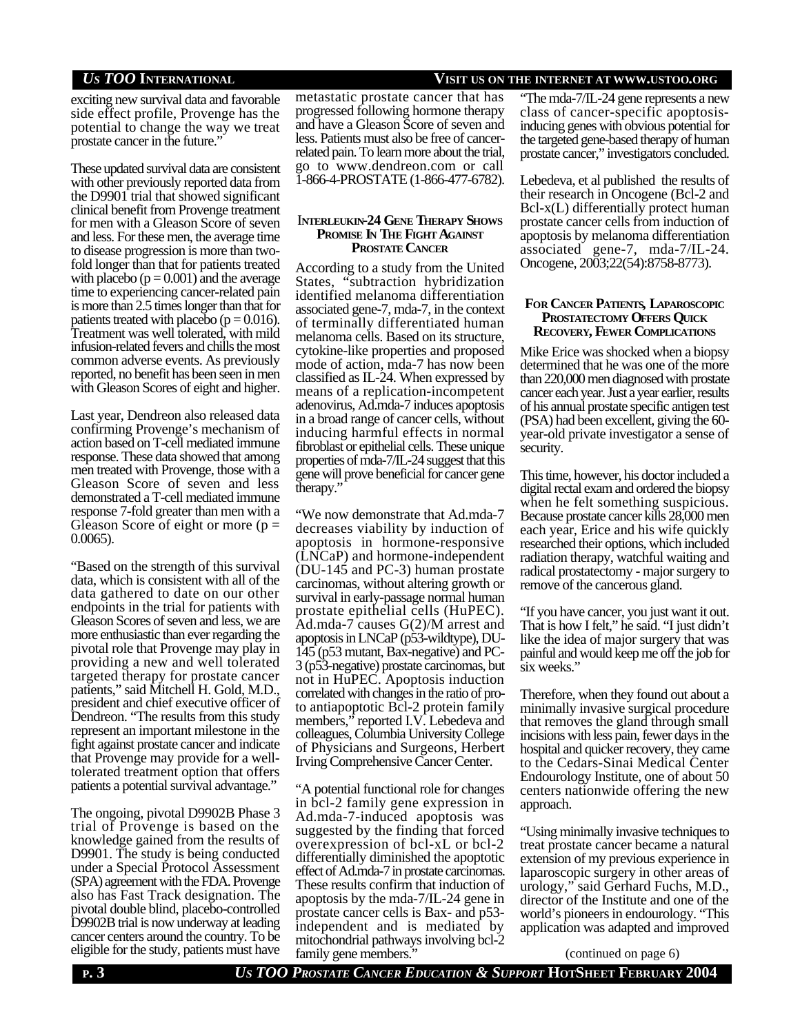exciting new survival data and favorable side effect profile, Provenge has the potential to change the way we treat prostate cancer in the future."

These updated survival data are consistent with other previously reported data from the D9901 trial that showed significant clinical benefit from Provenge treatment for men with a Gleason Score of seven and less. For these men, the average time to disease progression is more than two-fold longer than that for patients treated with placebo ($p = 0.001$) and the average time to experiencing cancer-related pain is more than 2.5 times longer than that for patients treated with placebo ($p = 0.016$). Treatment was well tolerated, with mild infusion-related fevers and chills the most common adverse events. As previously reported, no benefit has been seen in men with Gleason Scores of eight and higher.

Last year, Dendreon also released data confirming Provenge's mechanism of action based on T-cell mediated immune response. These data showed that among men treated with Provenge, those with a Gleason Score of seven and less demonstrated a T-cell mediated immune response 7-fold greater than men with a Gleason Score of eight or more ($p = 0.0065$).

"Based on the strength of this survival data, which is consistent with all of the data gathered to date on our other endpoints in the trial for patients with Gleason Scores of seven and less, we are more enthusiastic than ever regarding the pivotal role that Provenge may play in providing a new and well tolerated targeted therapy for prostate cancer patients," said Mitchell H. Gold, M.D., president and chief executive officer of Dendreon. "The results from this study represent an important milestone in the fight against prostate cancer and indicate that Provenge may provide for a well-tolerated treatment option that offers patients a potential survival advantage."

The ongoing, pivotal D9902B Phase 3 trial of Provenge is based on the knowledge gained from the results of D9901. The study is being conducted under a Special Protocol Assessment (SPA) agreement with the FDA. Provenge also has Fast Track designation. The pivotal double blind, placebo-controlled D9902B trial is now underway at leading cancer centers around the country. To be eligible for the study, patients must have metastatic prostate cancer that has progressed following hormone therapy and have a Gleason Score of seven and less. Patients must also be free of cancer-related pain. To learn more about the trial, go to www.dendreon.com or call 1-866-4-PROSTATE (1-866-477-6782).

## Interleukin-24 Gene Therapy Shows Promise In The Fight Against Prostate Cancer

According to a study from the United States, "subtraction hybridization identified melanoma differentiation associated gene-7, mda-7, in the context of terminally differentiated human melanoma cells. Based on its structure, cytokine-like properties and proposed mode of action, mda-7 has now been classified as IL-24. When expressed by means of a replication-incompetent adenovirus, Ad.mda-7 induces apoptosis in a broad range of cancer cells, without inducing harmful effects in normal fibroblast or epithelial cells. These unique properties of mda-7/IL-24 suggest that this gene will prove beneficial for cancer gene therapy."

"We now demonstrate that Ad.mda-7 decreases viability by induction of apoptosis in hormone-responsive (LNCaP) and hormone-independent (DU-145 and PC-3) human prostate carcinomas, without altering growth or survival in early-passage normal human prostate epithelial cells (HuPEC). Ad.mda-7 causes G(2)/M arrest and apoptosis in LNCaP (p53-wildtype), DU-145 (p53 mutant, Bax-negative) and PC-3 (p53-negative) prostate carcinomas, but not in HuPEC. Apoptosis induction correlated with changes in the ratio of pro- to antiapoptotic Bcl-2 protein family members," reported I.V. Lebedeva and colleagues, Columbia University College of Physicians and Surgeons, Herbert Irving Comprehensive Cancer Center.

"A potential functional role for changes in bcl-2 family gene expression in Ad.mda-7-induced apoptosis was suggested by the finding that forced overexpression of bcl-xL or bcl-2 differentially diminished the apoptotic effect of Ad.mda-7 in prostate carcinomas. These results confirm that induction of apoptosis by the mda-7/IL-24 gene in prostate cancer cells is Bax- and p53-independent and is mediated by mitochondrial pathways involving bcl-2 family gene members."

"The mda-7/IL-24 gene represents a new class of cancer-specific apoptosis-inducing genes with obvious potential for the targeted gene-based therapy of human prostate cancer," investigators concluded.

Lebedeva, et al published the results of their research in Oncogene (Bcl-2 and Bcl-x(L) differentially protect human prostate cancer cells from induction of apoptosis by melanoma differentiation associated gene-7, mda-7/IL-24. Oncogene, 2003;22(54):8758-8773).

## For Cancer Patients, Laparoscopic Prostatectomy Offers Quick Recovery, Fewer Complications

Mike Erice was shocked when a biopsy determined that he was one of the more than 220,000 men diagnosed with prostate cancer each year. Just a year earlier, results of his annual prostate specific antigen test (PSA) had been excellent, giving the 60-year-old private investigator a sense of security.

This time, however, his doctor included a digital rectal exam and ordered the biopsy when he felt something suspicious. Because prostate cancer kills 28,000 men each year, Erice and his wife quickly researched their options, which included radiation therapy, watchful waiting and radical prostatectomy - major surgery to remove of the cancerous gland.

"If you have cancer, you just want it out. That is how I felt," he said. "I just didn't like the idea of major surgery that was painful and would keep me off the job for six weeks."

Therefore, when they found out about a minimally invasive surgical procedure that removes the gland through small incisions with less pain, fewer days in the hospital and quicker recovery, they came to the Cedars-Sinai Medical Center Endourology Institute, one of about 50 centers nationwide offering the new approach.

"Using minimally invasive techniques to treat prostate cancer became a natural extension of my previous experience in laparoscopic surgery in other areas of urology," said Gerhard Fuchs, M.D., director of the Institute and one of the world's pioneers in endourology. "This application was adapted and improved

(continued on page 6)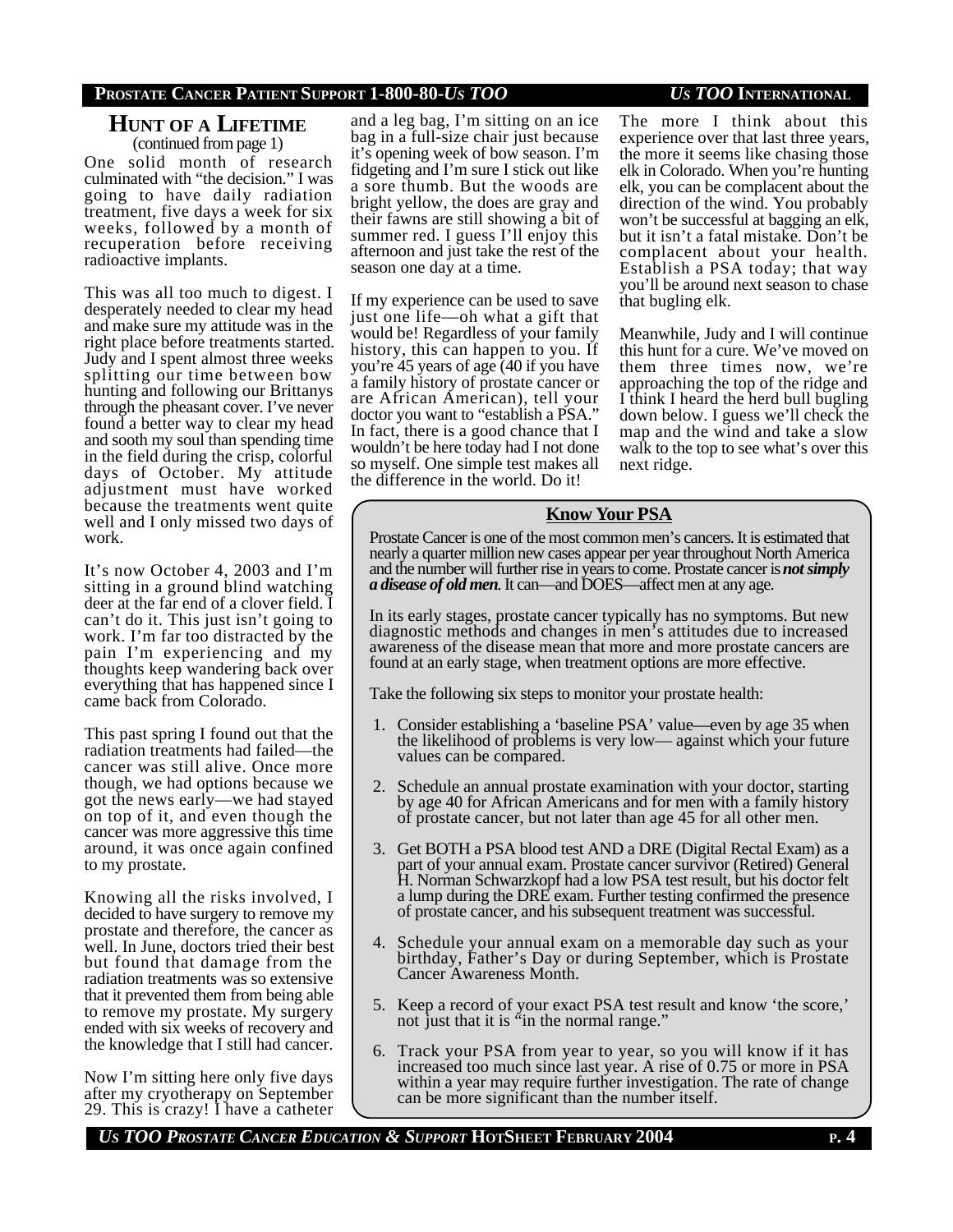## Hunt of a Lifetime

(continued from page 1)

One solid month of research culminated with "the decision." I was going to have daily radiation treatment, five days a week for six weeks, followed by a month of recuperation before receiving radioactive implants.

This was all too much to digest. I desperately needed to clear my head and make sure my attitude was in the right place before treatments started. Judy and I spent almost three weeks splitting our time between bow hunting and following our Brittanys through the pheasant cover. I've never found a better way to clear my head and sooth my soul than spending time in the field during the crisp, colorful days of October. My attitude adjustment must have worked because the treatments went quite well and I only missed two days of work.

It's now October 4, 2003 and I'm sitting in a ground blind watching deer at the far end of a clover field. I can't do it. This just isn't going to work. I'm far too distracted by the pain I'm experiencing and my thoughts keep wandering back over everything that has happened since I came back from Colorado.

This past spring I found out that the radiation treatments had failed—the cancer was still alive. Once more though, we had options because we got the news early—we had stayed on top of it, and even though the cancer was more aggressive this time around, it was once again confined to my prostate.

Knowing all the risks involved, I decided to have surgery to remove my prostate and therefore, the cancer as well. In June, doctors tried their best but found that damage from the radiation treatments was so extensive that it prevented them from being able to remove my prostate. My surgery ended with six weeks of recovery and the knowledge that I still had cancer.

Now I'm sitting here only five days after my cryotherapy on September 29. This is crazy! I have a catheter and a leg bag, I'm sitting on an ice bag in a full-size chair just because it's opening week of bow season. I'm fidgeting and I'm sure I stick out like a sore thumb. But the woods are bright yellow, the does are gray and their fawns are still showing a bit of summer red. I guess I'll enjoy this afternoon and just take the rest of the season one day at a time.

If my experience can be used to save just one life—oh what a gift that would be! Regardless of your family history, this can happen to you. If you're 45 years of age (40 if you have a family history of prostate cancer or are African American), tell your doctor you want to "establish a PSA." In fact, there is a good chance that I wouldn't be here today had I not done so myself. One simple test makes all the difference in the world. Do it!

The more I think about this experience over that last three years, the more it seems like chasing those elk in Colorado. When you're hunting elk, you can be complacent about the direction of the wind. You probably won't be successful at bagging an elk, but it isn't a fatal mistake. Don't be complacent about your health. Establish a PSA today; that way you'll be around next season to chase that bugling elk.

Meanwhile, Judy and I will continue this hunt for a cure. We've moved on them three times now, we're approaching the top of the ridge and I think I heard the herd bull bugling down below. I guess we'll check the map and the wind and take a slow walk to the top to see what's over this next ridge.

### Know Your PSA

Prostate Cancer is one of the most common men's cancers. It is estimated that nearly a quarter million new cases appear per year throughout North America and the number will further rise in years to come. Prostate cancer is ***not simply a disease of old men***. It can—and DOES—affect men at any age.

In its early stages, prostate cancer typically has no symptoms. But new diagnostic methods and changes in men's attitudes due to increased awareness of the disease mean that more and more prostate cancers are found at an early stage, when treatment options are more effective.

Take the following six steps to monitor your prostate health:

1. Consider establishing a 'baseline PSA' value—even by age 35 when the likelihood of problems is very low— against which your future values can be compared.
2. Schedule an annual prostate examination with your doctor, starting by age 40 for African Americans and for men with a family history of prostate cancer, but not later than age 45 for all other men.
3. Get BOTH a PSA blood test AND a DRE (Digital Rectal Exam) as a part of your annual exam. Prostate cancer survivor (Retired) General H. Norman Schwarzkopf had a low PSA test result, but his doctor felt a lump during the DRE exam. Further testing confirmed the presence of prostate cancer, and his subsequent treatment was successful.
4. Schedule your annual exam on a memorable day such as your birthday, Father's Day or during September, which is Prostate Cancer Awareness Month.
5. Keep a record of your exact PSA test result and know 'the score,' not just that it is "in the normal range."
6. Track your PSA from year to year, so you will know if it has increased too much since last year. A rise of 0.75 or more in PSA within a year may require further investigation. The rate of change can be more significant than the number itself.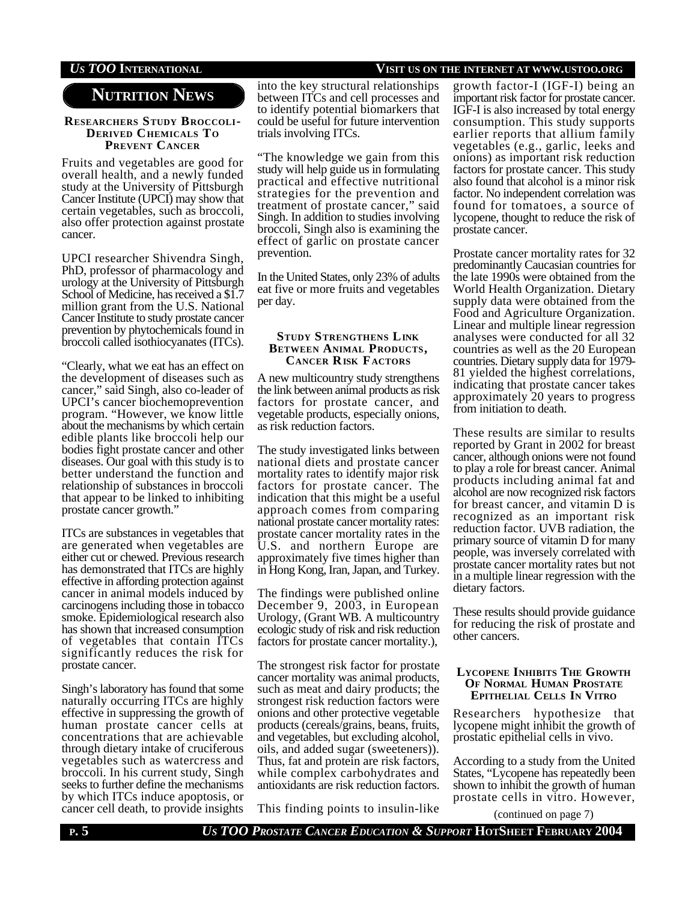# NUTRITION NEWS

### RESEARCHERS STUDY BROCCOLI-DERIVED CHEMICALS TO PREVENT CANCER

Fruits and vegetables are good for overall health, and a newly funded study at the University of Pittsburgh Cancer Institute (UPCI) may show that certain vegetables, such as broccoli, also offer protection against prostate cancer.

UPCI researcher Shivendra Singh, PhD, professor of pharmacology and urology at the University of Pittsburgh School of Medicine, has received a $1.7 million grant from the U.S. National Cancer Institute to study prostate cancer prevention by phytochemicals found in broccoli called isothiocyanates (ITCs).

"Clearly, what we eat has an effect on the development of diseases such as cancer," said Singh, also co-leader of UPCI's cancer biochemoprevention program. "However, we know little about the mechanisms by which certain edible plants like broccoli help our bodies fight prostate cancer and other diseases. Our goal with this study is to better understand the function and relationship of substances in broccoli that appear to be linked to inhibiting prostate cancer growth."

ITCs are substances in vegetables that are generated when vegetables are either cut or chewed. Previous research has demonstrated that ITCs are highly effective in affording protection against cancer in animal models induced by carcinogens including those in tobacco smoke. Epidemiological research also has shown that increased consumption of vegetables that contain ITCs significantly reduces the risk for prostate cancer.

Singh's laboratory has found that some naturally occurring ITCs are highly effective in suppressing the growth of human prostate cancer cells at concentrations that are achievable through dietary intake of cruciferous vegetables such as watercress and broccoli. In his current study, Singh seeks to further define the mechanisms by which ITCs induce apoptosis, or cancer cell death, to provide insights into the key structural relationships between ITCs and cell processes and to identify potential biomarkers that could be useful for future intervention trials involving ITCs.

"The knowledge we gain from this study will help guide us in formulating practical and effective nutritional strategies for the prevention and treatment of prostate cancer," said Singh. In addition to studies involving broccoli, Singh also is examining the effect of garlic on prostate cancer prevention.

In the United States, only 23% of adults eat five or more fruits and vegetables per day.

### STUDY STRENGTHENS LINK BETWEEN ANIMAL PRODUCTS, CANCER RISK FACTORS

A new multicountry study strengthens the link between animal products as risk factors for prostate cancer, and vegetable products, especially onions, as risk reduction factors.

The study investigated links between national diets and prostate cancer mortality rates to identify major risk factors for prostate cancer. The indication that this might be a useful approach comes from comparing national prostate cancer mortality rates: prostate cancer mortality rates in the U.S. and northern Europe are approximately five times higher than in Hong Kong, Iran, Japan, and Turkey.

The findings were published online December 9, 2003, in European Urology, (Grant WB. A multicountry ecologic study of risk and risk reduction factors for prostate cancer mortality.),

The strongest risk factor for prostate cancer mortality was animal products, such as meat and dairy products; the strongest risk reduction factors were onions and other protective vegetable products (cereals/grains, beans, fruits, and vegetables, but excluding alcohol, oils, and added sugar (sweeteners)). Thus, fat and protein are risk factors, while complex carbohydrates and antioxidants are risk reduction factors.

This finding points to insulin-like growth factor-I (IGF-I) being an important risk factor for prostate cancer. IGF-I is also increased by total energy consumption. This study supports earlier reports that allium family vegetables (e.g., garlic, leeks and onions) as important risk reduction factors for prostate cancer. This study also found that alcohol is a minor risk factor. No independent correlation was found for tomatoes, a source of lycopene, thought to reduce the risk of prostate cancer.

Prostate cancer mortality rates for 32 predominantly Caucasian countries for the late 1990s were obtained from the World Health Organization. Dietary supply data were obtained from the Food and Agriculture Organization. Linear and multiple linear regression analyses were conducted for all 32 countries as well as the 20 European countries. Dietary supply data for 1979-81 yielded the highest correlations, indicating that prostate cancer takes approximately 20 years to progress from initiation to death.

These results are similar to results reported by Grant in 2002 for breast cancer, although onions were not found to play a role for breast cancer. Animal products including animal fat and alcohol are now recognized risk factors for breast cancer, and vitamin D is recognized as an important risk reduction factor. UVB radiation, the primary source of vitamin D for many people, was inversely correlated with prostate cancer mortality rates but not in a multiple linear regression with the dietary factors.

These results should provide guidance for reducing the risk of prostate and other cancers.

### LYCOPENE INHIBITS THE GROWTH OF NORMAL HUMAN PROSTATE EPITHELIAL CELLS IN VITRO

Researchers hypothesize that lycopene might inhibit the growth of prostatic epithelial cells in vivo.

According to a study from the United States, "Lycopene has repeatedly been shown to inhibit the growth of human prostate cells in vitro. However,

(continued on page 7)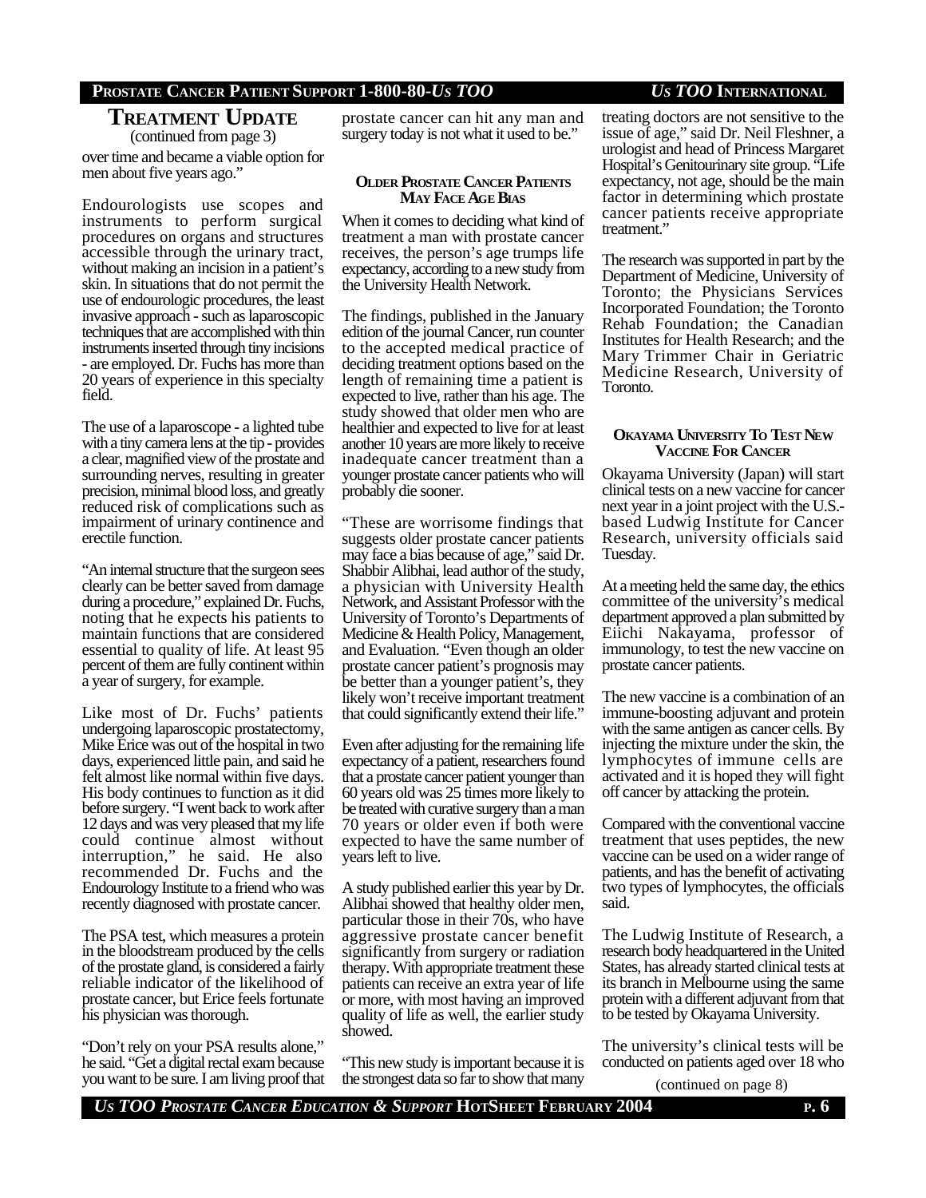## TREATMENT UPDATE

(continued from page 3)

over time and became a viable option for men about five years ago."

Endourologists use scopes and instruments to perform surgical procedures on organs and structures accessible through the urinary tract, without making an incision in a patient's skin. In situations that do not permit the use of endourologic procedures, the least invasive approach - such as laparoscopic techniques that are accomplished with thin instruments inserted through tiny incisions - are employed. Dr. Fuchs has more than 20 years of experience in this specialty field.

The use of a laparoscope - a lighted tube with a tiny camera lens at the tip - provides a clear, magnified view of the prostate and surrounding nerves, resulting in greater precision, minimal blood loss, and greatly reduced risk of complications such as impairment of urinary continence and erectile function.

"An internal structure that the surgeon sees clearly can be better saved from damage during a procedure," explained Dr. Fuchs, noting that he expects his patients to maintain functions that are considered essential to quality of life. At least 95 percent of them are fully continent within a year of surgery, for example.

Like most of Dr. Fuchs' patients undergoing laparoscopic prostatectomy, Mike Erice was out of the hospital in two days, experienced little pain, and said he felt almost like normal within five days. His body continues to function as it did before surgery. "I went back to work after 12 days and was very pleased that my life could continue almost without interruption," he said. He also recommended Dr. Fuchs and the Endourology Institute to a friend who was recently diagnosed with prostate cancer.

The PSA test, which measures a protein in the bloodstream produced by the cells of the prostate gland, is considered a fairly reliable indicator of the likelihood of prostate cancer, but Erice feels fortunate his physician was thorough.

"Don't rely on your PSA results alone," he said. "Get a digital rectal exam because you want to be sure. I am living proof that prostate cancer can hit any man and surgery today is not what it used to be."

### OLDER PROSTATE CANCER PATIENTS MAY FACE AGE BIAS

When it comes to deciding what kind of treatment a man with prostate cancer receives, the person's age trumps life expectancy, according to a new study from the University Health Network.

The findings, published in the January edition of the journal Cancer, run counter to the accepted medical practice of deciding treatment options based on the length of remaining time a patient is expected to live, rather than his age. The study showed that older men who are healthier and expected to live for at least another 10 years are more likely to receive inadequate cancer treatment than a younger prostate cancer patients who will probably die sooner.

"These are worrisome findings that suggests older prostate cancer patients may face a bias because of age," said Dr. Shabbir Alibhai, lead author of the study, a physician with University Health Network, and Assistant Professor with the University of Toronto's Departments of Medicine & Health Policy, Management, and Evaluation. "Even though an older prostate cancer patient's prognosis may be better than a younger patient's, they likely won't receive important treatment that could significantly extend their life."

Even after adjusting for the remaining life expectancy of a patient, researchers found that a prostate cancer patient younger than 60 years old was 25 times more likely to be treated with curative surgery than a man 70 years or older even if both were expected to have the same number of years left to live.

A study published earlier this year by Dr. Alibhai showed that healthy older men, particular those in their 70s, who have aggressive prostate cancer benefit significantly from surgery or radiation therapy. With appropriate treatment these patients can receive an extra year of life or more, with most having an improved quality of life as well, the earlier study showed.

"This new study is important because it is the strongest data so far to show that many treating doctors are not sensitive to the issue of age," said Dr. Neil Fleshner, a urologist and head of Princess Margaret Hospital's Genitourinary site group. "Life expectancy, not age, should be the main factor in determining which prostate cancer patients receive appropriate treatment."

The research was supported in part by the Department of Medicine, University of Toronto; the Physicians Services Incorporated Foundation; the Toronto Rehab Foundation; the Canadian Institutes for Health Research; and the Mary Trimmer Chair in Geriatric Medicine Research, University of Toronto.

### OKAYAMA UNIVERSITY TO TEST NEW VACCINE FOR CANCER

Okayama University (Japan) will start clinical tests on a new vaccine for cancer next year in a joint project with the U.S.-based Ludwig Institute for Cancer Research, university officials said Tuesday.

At a meeting held the same day, the ethics committee of the university's medical department approved a plan submitted by Eiichi Nakayama, professor of immunology, to test the new vaccine on prostate cancer patients.

The new vaccine is a combination of an immune-boosting adjuvant and protein with the same antigen as cancer cells. By injecting the mixture under the skin, the lymphocytes of immune cells are activated and it is hoped they will fight off cancer by attacking the protein.

Compared with the conventional vaccine treatment that uses peptides, the new vaccine can be used on a wider range of patients, and has the benefit of activating two types of lymphocytes, the officials said.

The Ludwig Institute of Research, a research body headquartered in the United States, has already started clinical tests at its branch in Melbourne using the same protein with a different adjuvant from that to be tested by Okayama University.

The university's clinical tests will be conducted on patients aged over 18 who

(continued on page 8)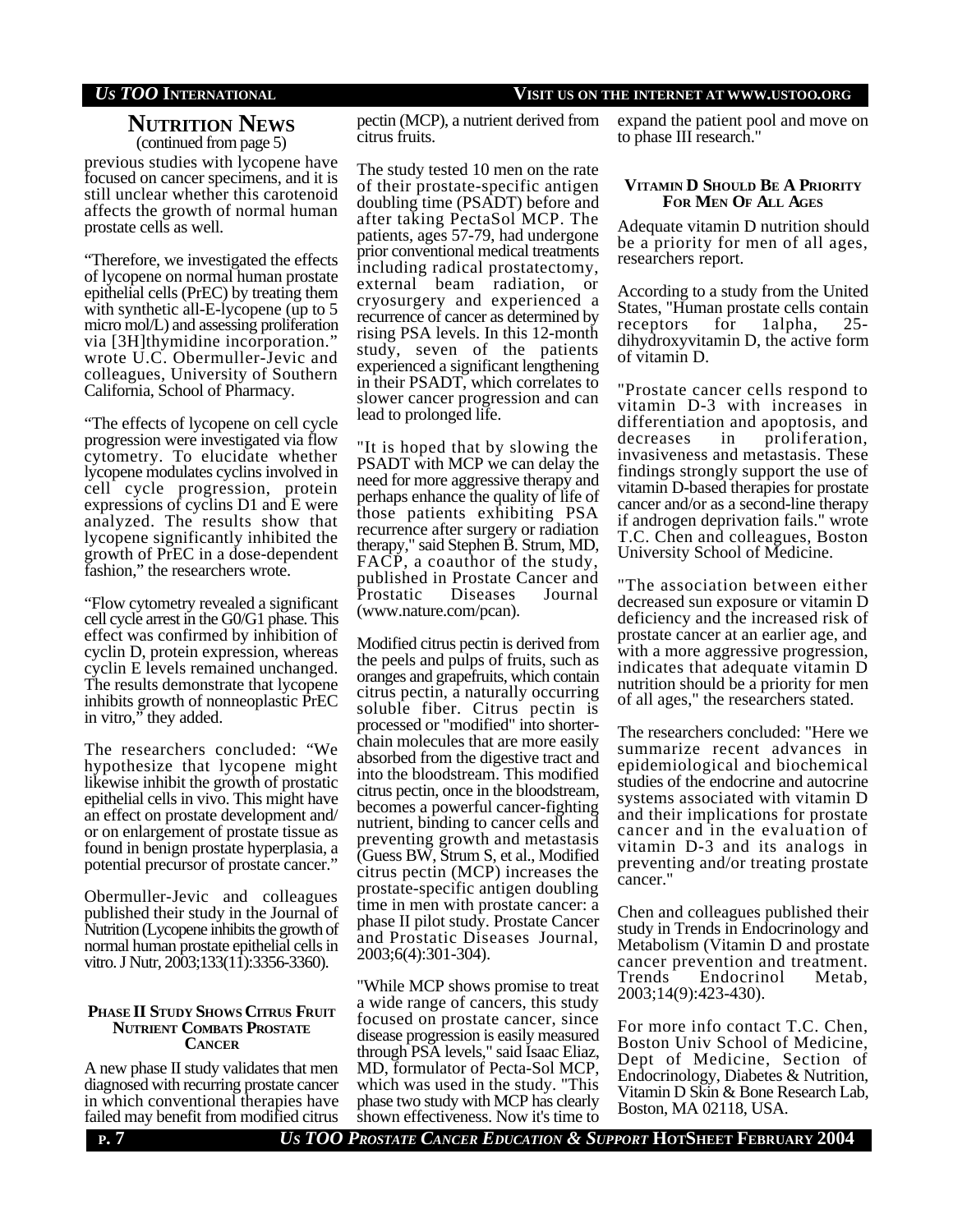## NUTRITION NEWS

(continued from page 5)

previous studies with lycopene have focused on cancer specimens, and it is still unclear whether this carotenoid affects the growth of normal human prostate cells as well.

"Therefore, we investigated the effects of lycopene on normal human prostate epithelial cells (PrEC) by treating them with synthetic all-E-lycopene (up to 5 micro mol/L) and assessing proliferation via [3H]thymidine incorporation." wrote U.C. Obermuller-Jevic and colleagues, University of Southern California, School of Pharmacy.

"The effects of lycopene on cell cycle progression were investigated via flow cytometry. To elucidate whether lycopene modulates cyclins involved in cell cycle progression, protein expressions of cyclins D1 and E were analyzed. The results show that lycopene significantly inhibited the growth of PrEC in a dose-dependent fashion," the researchers wrote.

"Flow cytometry revealed a significant cell cycle arrest in the G0/G1 phase. This effect was confirmed by inhibition of cyclin D, protein expression, whereas cyclin E levels remained unchanged. The results demonstrate that lycopene inhibits growth of nonneoplastic PrEC in vitro," they added.

The researchers concluded: "We hypothesize that lycopene might likewise inhibit the growth of prostatic epithelial cells in vivo. This might have an effect on prostate development and/ or on enlargement of prostate tissue as found in benign prostate hyperplasia, a potential precursor of prostate cancer."

Obermuller-Jevic and colleagues published their study in the Journal of Nutrition (Lycopene inhibits the growth of normal human prostate epithelial cells in vitro. J Nutr, 2003;133(11):3356-3360).

### PHASE II STUDY SHOWS CITRUS FRUIT NUTRIENT COMBATS PROSTATE CANCER

A new phase II study validates that men diagnosed with recurring prostate cancer in which conventional therapies have failed may benefit from modified citrus pectin (MCP), a nutrient derived from citrus fruits.

The study tested 10 men on the rate of their prostate-specific antigen doubling time (PSADT) before and after taking PectaSol MCP. The patients, ages 57-79, had undergone prior conventional medical treatments including radical prostatectomy, external beam radiation, or cryosurgery and experienced a recurrence of cancer as determined by rising PSA levels. In this 12-month study, seven of the patients experienced a significant lengthening in their PSADT, which correlates to slower cancer progression and can lead to prolonged life.

"It is hoped that by slowing the PSADT with MCP we can delay the need for more aggressive therapy and perhaps enhance the quality of life of those patients exhibiting PSA recurrence after surgery or radiation therapy," said Stephen B. Strum, MD, FACP, a coauthor of the study, published in Prostate Cancer and Prostatic Diseases Journal (www.nature.com/pcan).

Modified citrus pectin is derived from the peels and pulps of fruits, such as oranges and grapefruits, which contain citrus pectin, a naturally occurring soluble fiber. Citrus pectin is processed or "modified" into shorter-chain molecules that are more easily absorbed from the digestive tract and into the bloodstream. This modified citrus pectin, once in the bloodstream, becomes a powerful cancer-fighting nutrient, binding to cancer cells and preventing growth and metastasis (Guess BW, Strum S, et al., Modified citrus pectin (MCP) increases the prostate-specific antigen doubling time in men with prostate cancer: a phase II pilot study. Prostate Cancer and Prostatic Diseases Journal, 2003;6(4):301-304).

"While MCP shows promise to treat a wide range of cancers, this study focused on prostate cancer, since disease progression is easily measured through PSA levels," said Isaac Eliaz, MD, formulator of Pecta-Sol MCP, which was used in the study. "This phase two study with MCP has clearly shown effectiveness. Now it's time to expand the patient pool and move on to phase III research."

### VITAMIN D SHOULD BE A PRIORITY FOR MEN OF ALL AGES

Adequate vitamin D nutrition should be a priority for men of all ages, researchers report.

According to a study from the United States, "Human prostate cells contain receptors for 1alpha, 25-dihydroxyvitamin D, the active form of vitamin D.

"Prostate cancer cells respond to vitamin D-3 with increases in differentiation and apoptosis, and decreases in proliferation, invasiveness and metastasis. These findings strongly support the use of vitamin D-based therapies for prostate cancer and/or as a second-line therapy if androgen deprivation fails." wrote T.C. Chen and colleagues, Boston University School of Medicine.

"The association between either decreased sun exposure or vitamin D deficiency and the increased risk of prostate cancer at an earlier age, and with a more aggressive progression, indicates that adequate vitamin D nutrition should be a priority for men of all ages," the researchers stated.

The researchers concluded: "Here we summarize recent advances in epidemiological and biochemical studies of the endocrine and autocrine systems associated with vitamin D and their implications for prostate cancer and in the evaluation of vitamin D-3 and its analogs in preventing and/or treating prostate cancer."

Chen and colleagues published their study in Trends in Endocrinology and Metabolism (Vitamin D and prostate cancer prevention and treatment. Trends Endocrinol Metab, 2003;14(9):423-430).

For more info contact T.C. Chen, Boston Univ School of Medicine, Dept of Medicine, Section of Endocrinology, Diabetes & Nutrition, Vitamin D Skin & Bone Research Lab, Boston, MA 02118, USA.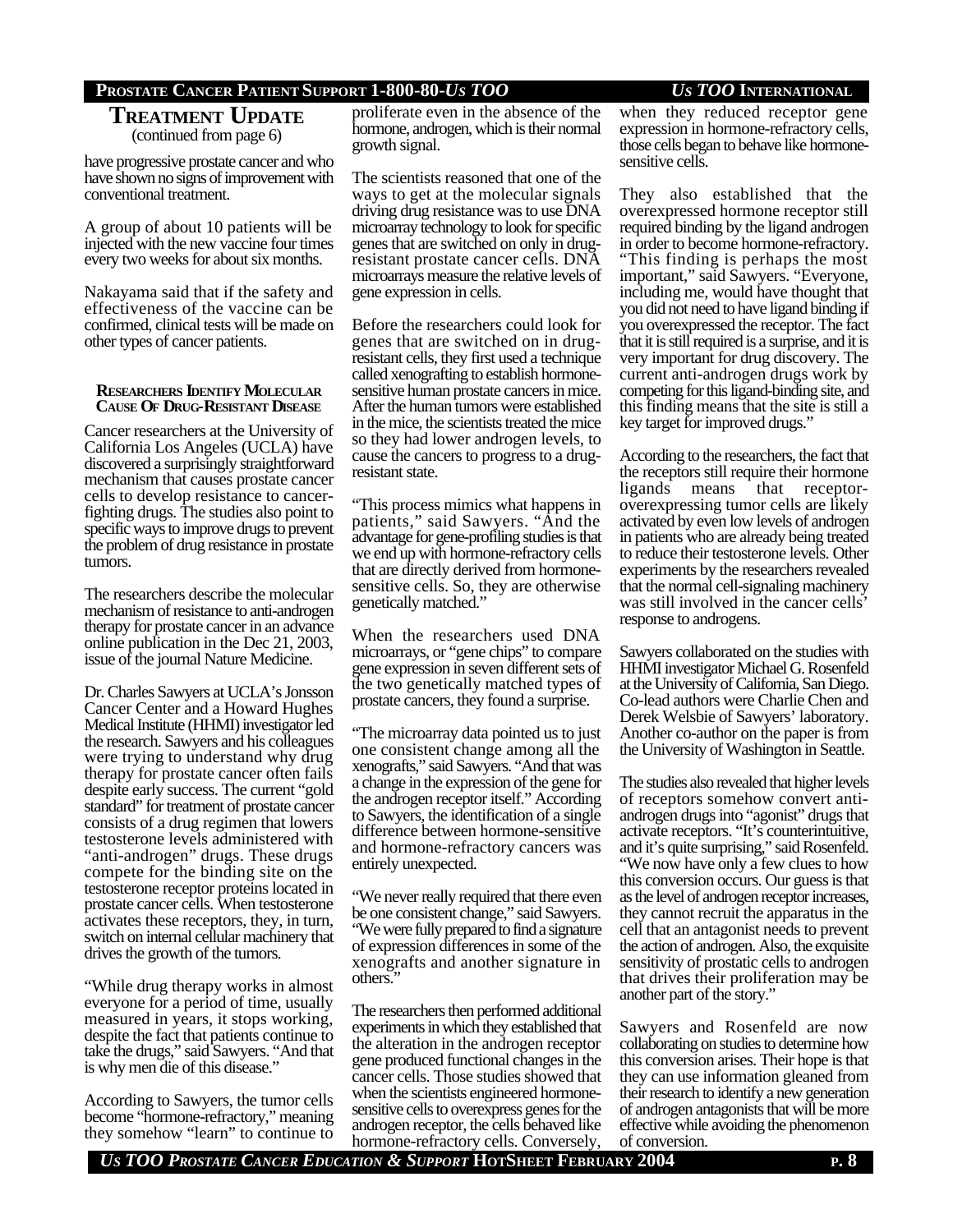## TREATMENT UPDATE

(continued from page 6)

have progressive prostate cancer and who have shown no signs of improvement with conventional treatment.

A group of about 10 patients will be injected with the new vaccine four times every two weeks for about six months.

Nakayama said that if the safety and effectiveness of the vaccine can be confirmed, clinical tests will be made on other types of cancer patients.

### RESEARCHERS IDENTIFY MOLECULAR CAUSE OF DRUG-RESISTANT DISEASE

Cancer researchers at the University of California Los Angeles (UCLA) have discovered a surprisingly straightforward mechanism that causes prostate cancer cells to develop resistance to cancer-fighting drugs. The studies also point to specific ways to improve drugs to prevent the problem of drug resistance in prostate tumors.

The researchers describe the molecular mechanism of resistance to anti-androgen therapy for prostate cancer in an advance online publication in the Dec 21, 2003, issue of the journal Nature Medicine.

Dr. Charles Sawyers at UCLA's Jonsson Cancer Center and a Howard Hughes Medical Institute (HHMI) investigator led the research. Sawyers and his colleagues were trying to understand why drug therapy for prostate cancer often fails despite early success. The current "gold standard" for treatment of prostate cancer consists of a drug regimen that lowers testosterone levels administered with "anti-androgen" drugs. These drugs compete for the binding site on the testosterone receptor proteins located in prostate cancer cells. When testosterone activates these receptors, they, in turn, switch on internal cellular machinery that drives the growth of the tumors.

"While drug therapy works in almost everyone for a period of time, usually measured in years, it stops working, despite the fact that patients continue to take the drugs," said Sawyers. "And that is why men die of this disease."

According to Sawyers, the tumor cells become "hormone-refractory," meaning they somehow "learn" to continue to proliferate even in the absence of the hormone, androgen, which is their normal growth signal.

The scientists reasoned that one of the ways to get at the molecular signals driving drug resistance was to use DNA microarray technology to look for specific genes that are switched on only in drug-resistant prostate cancer cells. DNA microarrays measure the relative levels of gene expression in cells.

Before the researchers could look for genes that are switched on in drug-resistant cells, they first used a technique called xenografting to establish hormone-sensitive human prostate cancers in mice. After the human tumors were established in the mice, the scientists treated the mice so they had lower androgen levels, to cause the cancers to progress to a drug-resistant state.

"This process mimics what happens in patients," said Sawyers. "And the advantage for gene-profiling studies is that we end up with hormone-refractory cells that are directly derived from hormone-sensitive cells. So, they are otherwise genetically matched."

When the researchers used DNA microarrays, or "gene chips" to compare gene expression in seven different sets of the two genetically matched types of prostate cancers, they found a surprise.

"The microarray data pointed us to just one consistent change among all the xenografts," said Sawyers. "And that was a change in the expression of the gene for the androgen receptor itself." According to Sawyers, the identification of a single difference between hormone-sensitive and hormone-refractory cancers was entirely unexpected.

"We never really required that there even be one consistent change," said Sawyers. "We were fully prepared to find a signature of expression differences in some of the xenografts and another signature in others."

The researchers then performed additional experiments in which they established that the alteration in the androgen receptor gene produced functional changes in the cancer cells. Those studies showed that when the scientists engineered hormone-sensitive cells to overexpress genes for the androgen receptor, the cells behaved like hormone-refractory cells. Conversely, when they reduced receptor gene expression in hormone-refractory cells, those cells began to behave like hormone-sensitive cells.

They also established that the overexpressed hormone receptor still required binding by the ligand androgen in order to become hormone-refractory. "This finding is perhaps the most important," said Sawyers. "Everyone, including me, would have thought that you did not need to have ligand binding if you overexpressed the receptor. The fact that it is still required is a surprise, and it is very important for drug discovery. The current anti-androgen drugs work by competing for this ligand-binding site, and this finding means that the site is still a key target for improved drugs."

According to the researchers, the fact that the receptors still require their hormone ligands means that receptor-overexpressing tumor cells are likely activated by even low levels of androgen in patients who are already being treated to reduce their testosterone levels. Other experiments by the researchers revealed that the normal cell-signaling machinery was still involved in the cancer cells' response to androgens.

Sawyers collaborated on the studies with HHMI investigator Michael G. Rosenfeld at the University of California, San Diego. Co-lead authors were Charlie Chen and Derek Welsbie of Sawyers' laboratory. Another co-author on the paper is from the University of Washington in Seattle.

The studies also revealed that higher levels of receptors somehow convert anti-androgen drugs into "agonist" drugs that activate receptors. "It's counterintuitive, and it's quite surprising," said Rosenfeld. "We now have only a few clues to how this conversion occurs. Our guess is that as the level of androgen receptor increases, they cannot recruit the apparatus in the cell that an antagonist needs to prevent the action of androgen. Also, the exquisite sensitivity of prostatic cells to androgen that drives their proliferation may be another part of the story."

Sawyers and Rosenfeld are now collaborating on studies to determine how this conversion arises. Their hope is that they can use information gleaned from their research to identify a new generation of androgen antagonists that will be more effective while avoiding the phenomenon of conversion.